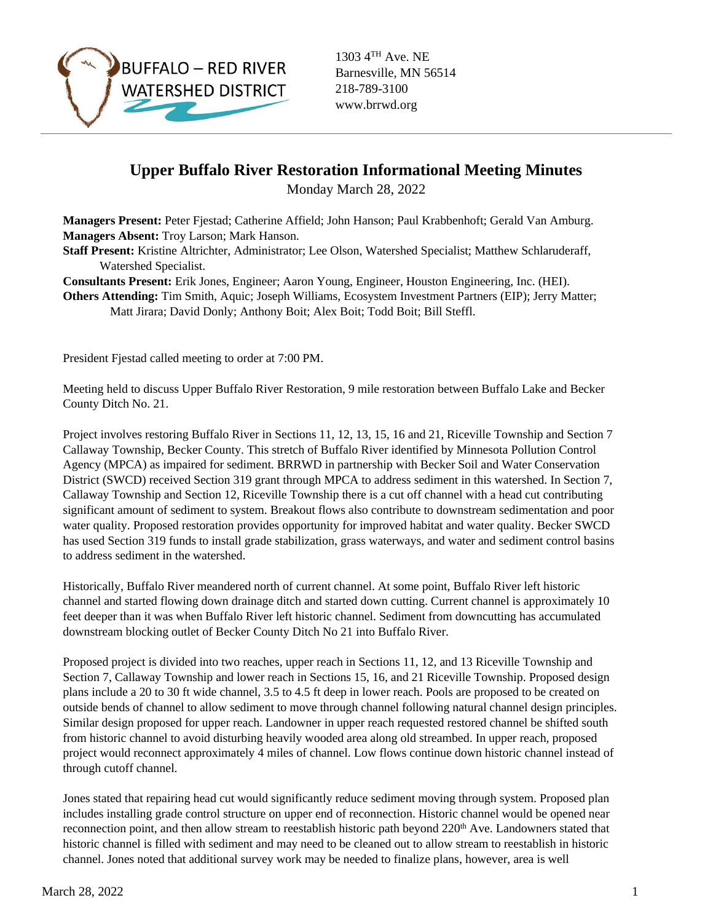BUFFALO – RED RIVER WATERSHED DISTRICT

1303 4$^{TH}$ Ave. NE
Barnesville, MN 56514
218-789-3100
www.brrwd.org

# Upper Buffalo River Restoration Informational Meeting Minutes

Monday March 28, 2022

**Managers Present:** Peter Fjestad; Catherine Affield; John Hanson; Paul Krabbenhoft; Gerald Van Amburg.
**Managers Absent:** Troy Larson; Mark Hanson.
**Staff Present:** Kristine Altrichter, Administrator; Lee Olson, Watershed Specialist; Matthew Schlaruderaff, Watershed Specialist.
**Consultants Present:** Erik Jones, Engineer; Aaron Young, Engineer, Houston Engineering, Inc. (HEI).
**Others Attending:** Tim Smith, Aquic; Joseph Williams, Ecosystem Investment Partners (EIP); Jerry Matter; Matt Jirara; David Donly; Anthony Boit; Alex Boit; Todd Boit; Bill Steffl.

President Fjestad called meeting to order at 7:00 PM.

Meeting held to discuss Upper Buffalo River Restoration, 9 mile restoration between Buffalo Lake and Becker County Ditch No. 21.

Project involves restoring Buffalo River in Sections 11, 12, 13, 15, 16 and 21, Riceville Township and Section 7 Callaway Township, Becker County. This stretch of Buffalo River identified by Minnesota Pollution Control Agency (MPCA) as impaired for sediment. BRRWD in partnership with Becker Soil and Water Conservation District (SWCD) received Section 319 grant through MPCA to address sediment in this watershed. In Section 7, Callaway Township and Section 12, Riceville Township there is a cut off channel with a head cut contributing significant amount of sediment to system. Breakout flows also contribute to downstream sedimentation and poor water quality. Proposed restoration provides opportunity for improved habitat and water quality. Becker SWCD has used Section 319 funds to install grade stabilization, grass waterways, and water and sediment control basins to address sediment in the watershed.

Historically, Buffalo River meandered north of current channel. At some point, Buffalo River left historic channel and started flowing down drainage ditch and started down cutting. Current channel is approximately 10 feet deeper than it was when Buffalo River left historic channel. Sediment from downcutting has accumulated downstream blocking outlet of Becker County Ditch No 21 into Buffalo River.

Proposed project is divided into two reaches, upper reach in Sections 11, 12, and 13 Riceville Township and Section 7, Callaway Township and lower reach in Sections 15, 16, and 21 Riceville Township. Proposed design plans include a 20 to 30 ft wide channel, 3.5 to 4.5 ft deep in lower reach. Pools are proposed to be created on outside bends of channel to allow sediment to move through channel following natural channel design principles. Similar design proposed for upper reach. Landowner in upper reach requested restored channel be shifted south from historic channel to avoid disturbing heavily wooded area along old streambed. In upper reach, proposed project would reconnect approximately 4 miles of channel. Low flows continue down historic channel instead of through cutoff channel.

Jones stated that repairing head cut would significantly reduce sediment moving through system. Proposed plan includes installing grade control structure on upper end of reconnection. Historic channel would be opened near reconnection point, and then allow stream to reestablish historic path beyond 220$^{th}$ Ave. Landowners stated that historic channel is filled with sediment and may need to be cleaned out to allow stream to reestablish in historic channel. Jones noted that additional survey work may be needed to finalize plans, however, area is well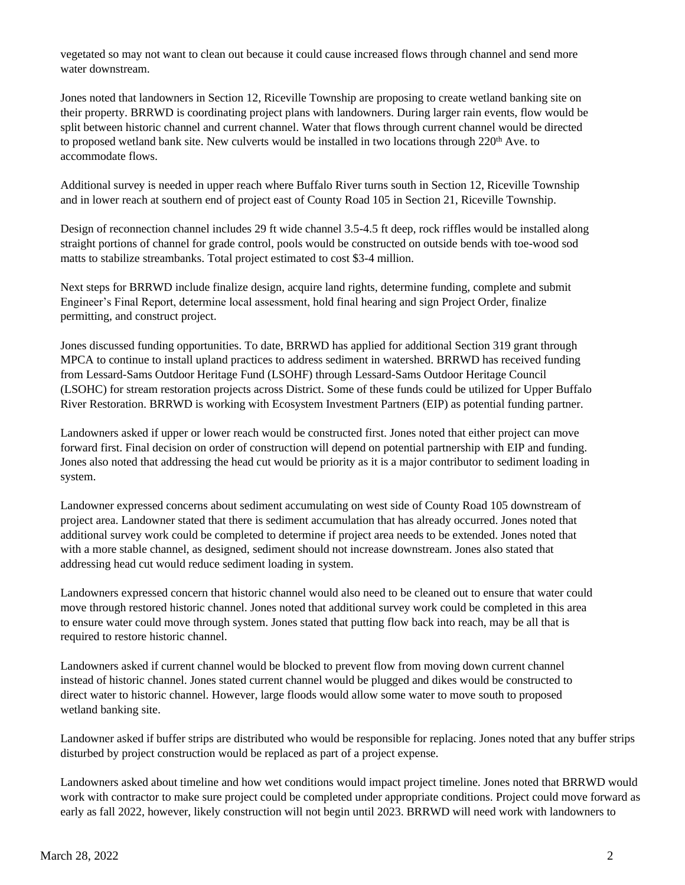vegetated so may not want to clean out because it could cause increased flows through channel and send more water downstream.

Jones noted that landowners in Section 12, Riceville Township are proposing to create wetland banking site on their property. BRRWD is coordinating project plans with landowners. During larger rain events, flow would be split between historic channel and current channel. Water that flows through current channel would be directed to proposed wetland bank site. New culverts would be installed in two locations through 220th Ave. to accommodate flows.

Additional survey is needed in upper reach where Buffalo River turns south in Section 12, Riceville Township and in lower reach at southern end of project east of County Road 105 in Section 21, Riceville Township.

Design of reconnection channel includes 29 ft wide channel 3.5-4.5 ft deep, rock riffles would be installed along straight portions of channel for grade control, pools would be constructed on outside bends with toe-wood sod matts to stabilize streambanks. Total project estimated to cost $3-4 million.

Next steps for BRRWD include finalize design, acquire land rights, determine funding, complete and submit Engineer's Final Report, determine local assessment, hold final hearing and sign Project Order, finalize permitting, and construct project.

Jones discussed funding opportunities. To date, BRRWD has applied for additional Section 319 grant through MPCA to continue to install upland practices to address sediment in watershed. BRRWD has received funding from Lessard-Sams Outdoor Heritage Fund (LSOHF) through Lessard-Sams Outdoor Heritage Council (LSOHC) for stream restoration projects across District. Some of these funds could be utilized for Upper Buffalo River Restoration. BRRWD is working with Ecosystem Investment Partners (EIP) as potential funding partner.

Landowners asked if upper or lower reach would be constructed first. Jones noted that either project can move forward first. Final decision on order of construction will depend on potential partnership with EIP and funding. Jones also noted that addressing the head cut would be priority as it is a major contributor to sediment loading in system.

Landowner expressed concerns about sediment accumulating on west side of County Road 105 downstream of project area. Landowner stated that there is sediment accumulation that has already occurred. Jones noted that additional survey work could be completed to determine if project area needs to be extended. Jones noted that with a more stable channel, as designed, sediment should not increase downstream. Jones also stated that addressing head cut would reduce sediment loading in system.

Landowners expressed concern that historic channel would also need to be cleaned out to ensure that water could move through restored historic channel. Jones noted that additional survey work could be completed in this area to ensure water could move through system. Jones stated that putting flow back into reach, may be all that is required to restore historic channel.

Landowners asked if current channel would be blocked to prevent flow from moving down current channel instead of historic channel. Jones stated current channel would be plugged and dikes would be constructed to direct water to historic channel. However, large floods would allow some water to move south to proposed wetland banking site.

Landowner asked if buffer strips are distributed who would be responsible for replacing. Jones noted that any buffer strips disturbed by project construction would be replaced as part of a project expense.

Landowners asked about timeline and how wet conditions would impact project timeline. Jones noted that BRRWD would work with contractor to make sure project could be completed under appropriate conditions. Project could move forward as early as fall 2022, however, likely construction will not begin until 2023. BRRWD will need work with landowners to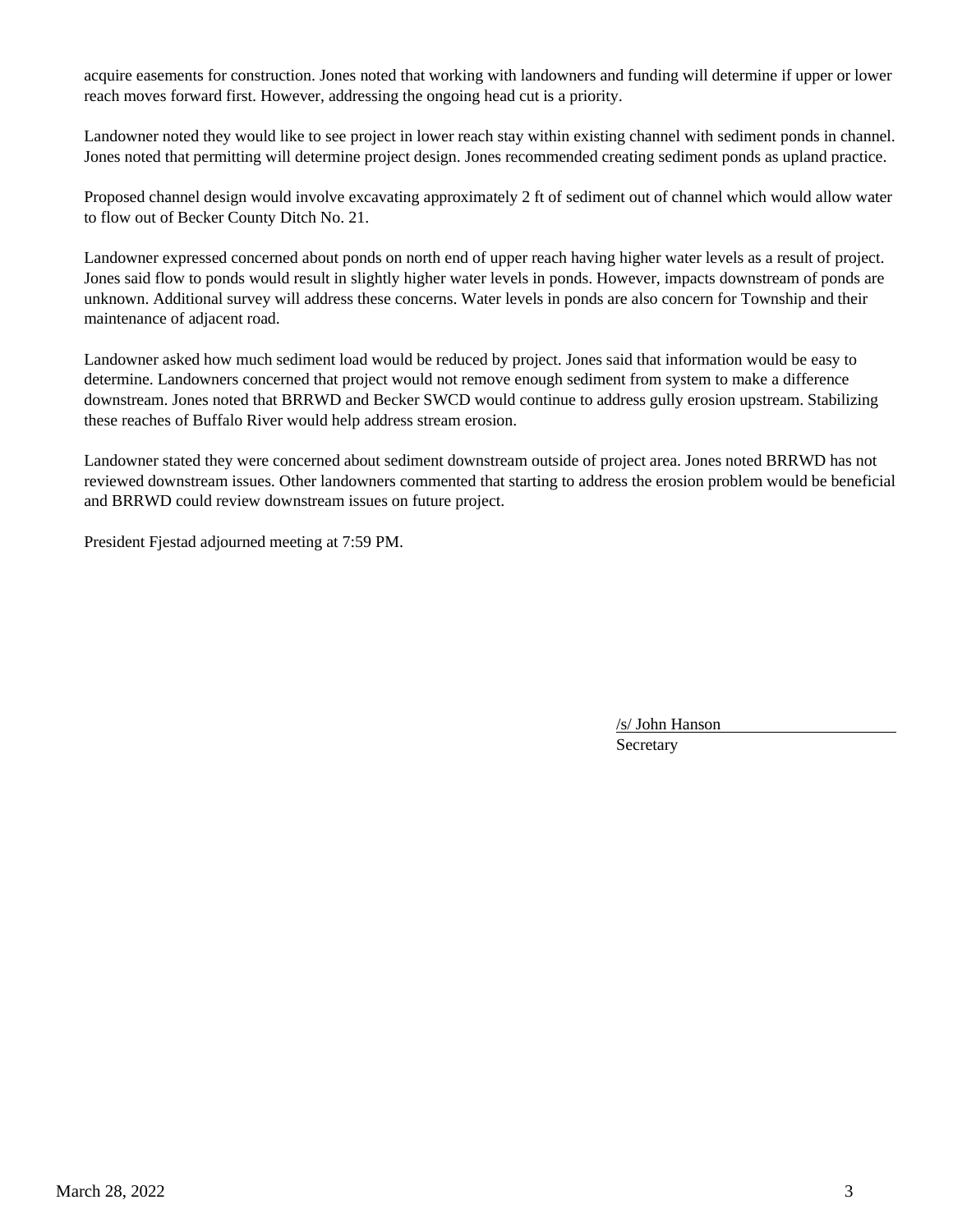acquire easements for construction. Jones noted that working with landowners and funding will determine if upper or lower reach moves forward first. However, addressing the ongoing head cut is a priority.

Landowner noted they would like to see project in lower reach stay within existing channel with sediment ponds in channel. Jones noted that permitting will determine project design. Jones recommended creating sediment ponds as upland practice.

Proposed channel design would involve excavating approximately 2 ft of sediment out of channel which would allow water to flow out of Becker County Ditch No. 21.

Landowner expressed concerned about ponds on north end of upper reach having higher water levels as a result of project. Jones said flow to ponds would result in slightly higher water levels in ponds. However, impacts downstream of ponds are unknown. Additional survey will address these concerns. Water levels in ponds are also concern for Township and their maintenance of adjacent road.

Landowner asked how much sediment load would be reduced by project. Jones said that information would be easy to determine. Landowners concerned that project would not remove enough sediment from system to make a difference downstream. Jones noted that BRRWD and Becker SWCD would continue to address gully erosion upstream. Stabilizing these reaches of Buffalo River would help address stream erosion.

Landowner stated they were concerned about sediment downstream outside of project area. Jones noted BRRWD has not reviewed downstream issues. Other landowners commented that starting to address the erosion problem would be beneficial and BRRWD could review downstream issues on future project.

President Fjestad adjourned meeting at 7:59 PM.

/s/ John Hanson
Secretary

March 28, 2022